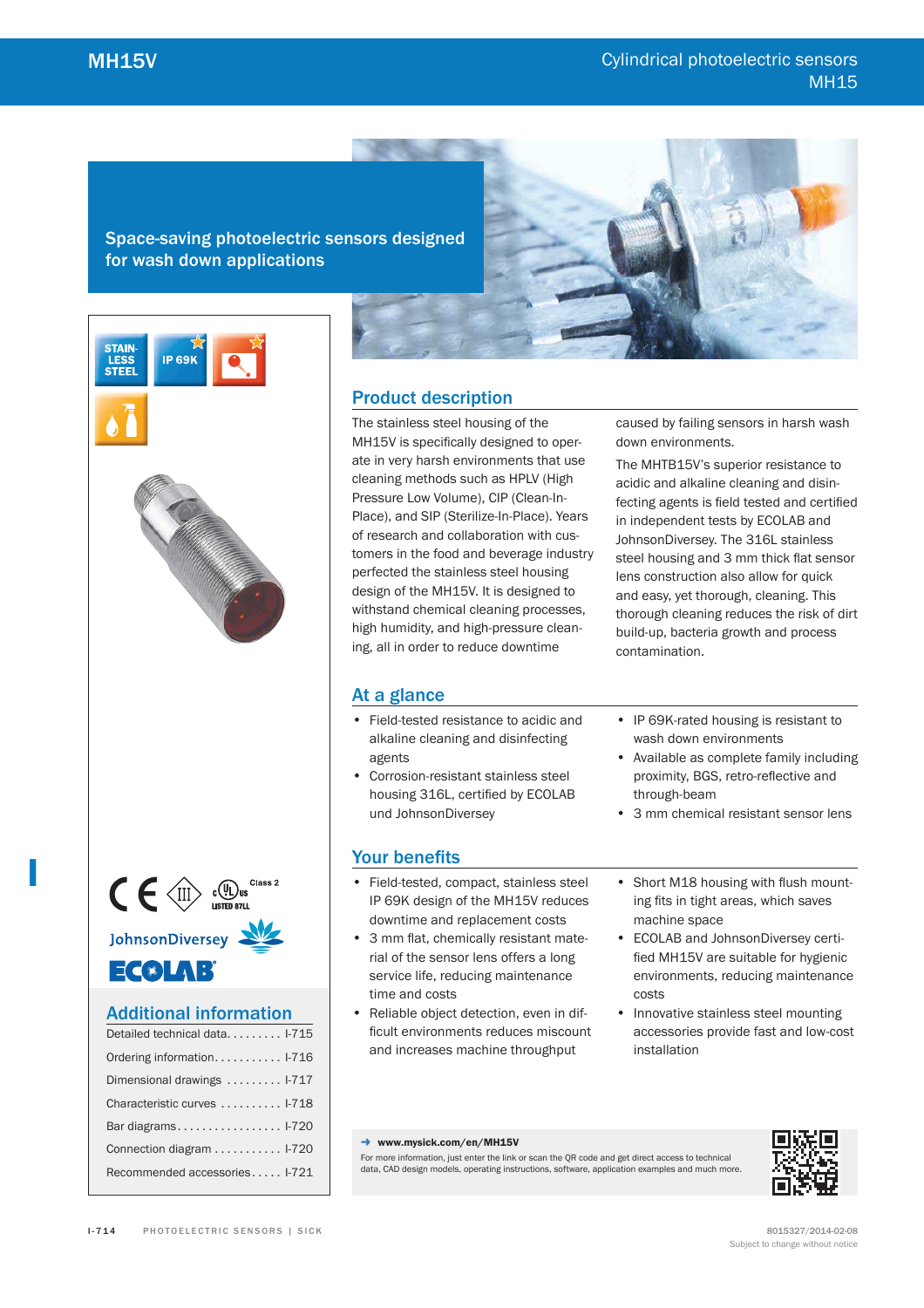# MH15V

Cylindrical photoelectric sensors
MH15

## Space-saving photoelectric sensors designed for wash down applications

STAIN-LESS STEEL

IP 69K

## Product description

The stainless steel housing of the MH15V is specifically designed to operate in very harsh environments that use cleaning methods such as HPLV (High Pressure Low Volume), CIP (Clean-In-Place), and SIP (Sterilize-In-Place). Years of research and collaboration with customers in the food and beverage industry perfected the stainless steel housing design of the MH15V. It is designed to withstand chemical cleaning processes, high humidity, and high-pressure cleaning, all in order to reduce downtime caused by failing sensors in harsh wash down environments.

The MHTB15V's superior resistance to acidic and alkaline cleaning and disinfecting agents is field tested and certified in independent tests by ECOLAB and JohnsonDiversey. The 316L stainless steel housing and 3 mm thick flat sensor lens construction also allow for quick and easy, yet thorough, cleaning. This thorough cleaning reduces the risk of dirt build-up, bacteria growth and process contamination.

## At a glance

- Field-tested resistance to acidic and alkaline cleaning and disinfecting agents
- Corrosion-resistant stainless steel housing 316L, certified by ECOLAB und JohnsonDiversey
- IP 69K-rated housing is resistant to wash down environments
- Available as complete family including proximity, BGS, retro-reflective and through-beam
- 3 mm chemical resistant sensor lens

## Your benefits

- Field-tested, compact, stainless steel IP 69K design of the MH15V reduces downtime and replacement costs
- 3 mm flat, chemically resistant material of the sensor lens offers a long service life, reducing maintenance time and costs
- Reliable object detection, even in difficult environments reduces miscount and increases machine throughput
- Short M18 housing with flush mounting fits in tight areas, which saves machine space
- ECOLAB and JohnsonDiversey certified MH15V are suitable for hygienic environments, reducing maintenance costs
- Innovative stainless steel mounting accessories provide fast and low-cost installation

CE | Class 2 | c UL us LISTED 87LL

JohnsonDiversey

ECOLAB

## Additional information

Detailed technical data. . . . . . . . . I-715
Ordering information. . . . . . . . . . . I-716
Dimensional drawings . . . . . . . . . I-717
Characteristic curves . . . . . . . . . . I-718
Bar diagrams. . . . . . . . . . . . . . . . . I-720
Connection diagram . . . . . . . . . . . I-720
Recommended accessories. . . . . I-721

→ www.mysick.com/en/MH15V

For more information, just enter the link or scan the QR code and get direct access to technical data, CAD design models, operating instructions, software, application examples and much more.

8015327/2014-02-08
Subject to change without notice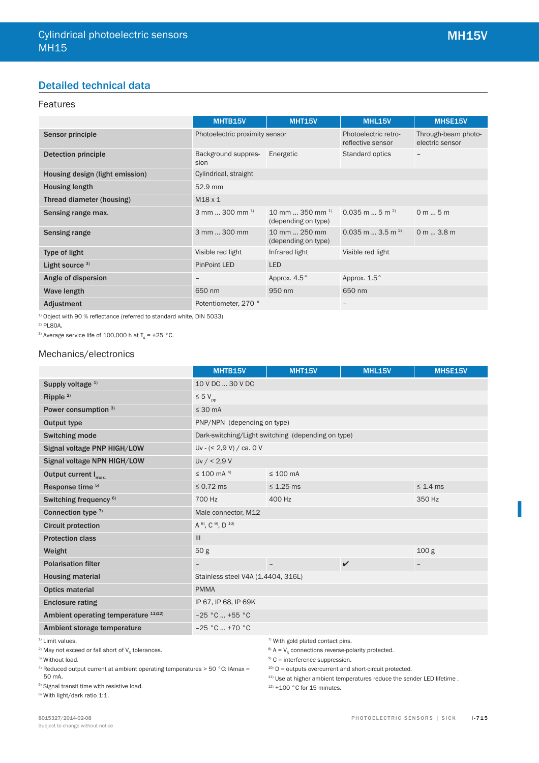## Detailed technical data

### Features

| | MHTB15V | MHT15V | MHL15V | MHSE15V |
|---|---|---|---|---|
| **Sensor principle** | Photoelectric proximity sensor | | Photoelectric retro-reflective sensor | Through-beam photo-electric sensor |
| **Detection principle** | Background suppression | Energetic | Standard optics | – |
| **Housing design (light emission)** | Cylindrical, straight | | | |
| **Housing length** | 52.9 mm | | | |
| **Thread diameter (housing)** | M18 x 1 | | | |
| **Sensing range max.** | 3 mm ... 300 mm [1] | 10 mm ... 350 mm [1] (depending on type) | 0.035 m ... 5 m [2] | 0 m ... 5 m |
| **Sensing range** | 3 mm ... 300 mm | 10 mm ... 250 mm (depending on type) | 0.035 m ... 3.5 m [2] | 0 m ... 3.8 m |
| **Type of light** | Visible red light | Infrared light | Visible red light | |
| **Light source** [3] | PinPoint LED | LED | | |
| **Angle of dispersion** | – | Approx. 4.5° | Approx. 1.5° | |
| **Wave length** | 650 nm | 950 nm | 650 nm | |
| **Adjustment** | Potentiometer, 270 ° | | – | |

[1] Object with 90 % reflectance (referred to standard white, DIN 5033)

[2] PL80A.

[3] Average service life of 100,000 h at $T_A$ = +25 °C.

### Mechanics/electronics

| | MHTB15V | MHT15V | MHL15V | MHSE15V |
|---|---|---|---|---|
| **Supply voltage** [1] | 10 V DC ... 30 V DC | | | |
| **Ripple** [2] | ≤ 5 $V_{pp}$ | | | |
| **Power consumption** [3] | ≤ 30 mA | | | |
| **Output type** | PNP/NPN (depending on type) | | | |
| **Switching mode** | Dark-switching/Light switching (depending on type) | | | |
| **Signal voltage PNP HIGH/LOW** | Uv - (< 2,9 V) / ca. 0 V | | | |
| **Signal voltage NPN HIGH/LOW** | Uv / < 2,9 V | | | |
| **Output current $I_{max.}$** | ≤ 100 mA [4] | ≤ 100 mA | | |
| **Response time** [5] | ≤ 0.72 ms | ≤ 1.25 ms | | ≤ 1.4 ms |
| **Switching frequency** [6] | 700 Hz | 400 Hz | | 350 Hz |
| **Connection type** [7] | Male connector, M12 | | | |
| **Circuit protection** | A [8], C [9], D [10] | | | |
| **Protection class** | III | | | |
| **Weight** | 50 g | | | 100 g |
| **Polarisation filter** | – | – | ✔ | – |
| **Housing material** | Stainless steel V4A (1.4404, 316L) | | | |
| **Optics material** | PMMA | | | |
| **Enclosure rating** | IP 67, IP 68, IP 69K | | | |
| **Ambient operating temperature** [11][12] | –25 °C ... +55 °C | | | |
| **Ambient storage temperature** | –25 °C ... +70 °C | | | |

[1] Limit values.

[2] May not exceed or fall short of $V_S$ tolerances.

[3] Without load.

[4] Reduced output current at ambient operating temperatures > 50 °C: IAmax = 50 mA.

[5] Signal transit time with resistive load.

[6] With light/dark ratio 1:1.

[7] With gold plated contact pins.

[8] A = $V_S$ connections reverse-polarity protected.

[9] C = interference suppression.

[10] D = outputs overcurrent and short-circuit protected.

[11] Use at higher ambient temperatures reduce the sender LED lifetime .

[12] +100 °C for 15 minutes.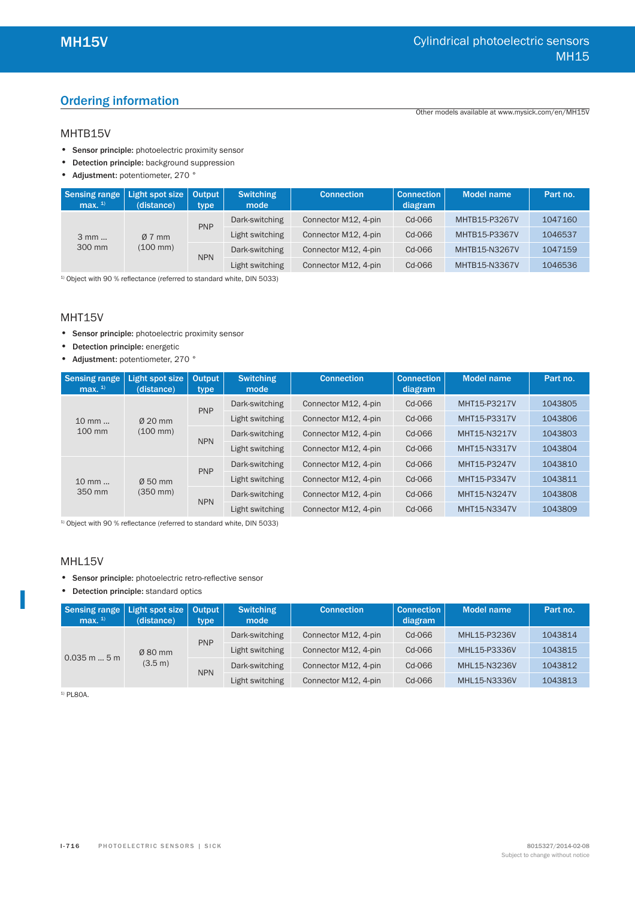## Ordering information

Other models available at www.mysick.com/en/MH15V

### MHTB15V

- **Sensor principle:** photoelectric proximity sensor
- **Detection principle:** background suppression
- **Adjustment:** potentiometer, 270 °

| Sensing range max. [1] | Light spot size (distance) | Output type | Switching mode | Connection | Connection diagram | Model name | Part no. |
|---|---|---|---|---|---|---|---|
| 3 mm ... 300 mm | Ø 7 mm (100 mm) | PNP | Dark-switching | Connector M12, 4-pin | Cd-066 | MHTB15-P3267V | 1047160 |
| | | | Light switching | Connector M12, 4-pin | Cd-066 | MHTB15-P3367V | 1046537 |
| | | NPN | Dark-switching | Connector M12, 4-pin | Cd-066 | MHTB15-N3267V | 1047159 |
| | | | Light switching | Connector M12, 4-pin | Cd-066 | MHTB15-N3367V | 1046536 |

[1] Object with 90 % reflectance (referred to standard white, DIN 5033)

### MHT15V

- **Sensor principle:** photoelectric proximity sensor
- **Detection principle:** energetic
- **Adjustment:** potentiometer, 270 °

| Sensing range max. [1] | Light spot size (distance) | Output type | Switching mode | Connection | Connection diagram | Model name | Part no. |
|---|---|---|---|---|---|---|---|
| 10 mm ... 100 mm | Ø 20 mm (100 mm) | PNP | Dark-switching | Connector M12, 4-pin | Cd-066 | MHT15-P3217V | 1043805 |
| | | | Light switching | Connector M12, 4-pin | Cd-066 | MHT15-P3317V | 1043806 |
| | | NPN | Dark-switching | Connector M12, 4-pin | Cd-066 | MHT15-N3217V | 1043803 |
| | | | Light switching | Connector M12, 4-pin | Cd-066 | MHT15-N3317V | 1043804 |
| 10 mm ... 350 mm | Ø 50 mm (350 mm) | PNP | Dark-switching | Connector M12, 4-pin | Cd-066 | MHT15-P3247V | 1043810 |
| | | | Light switching | Connector M12, 4-pin | Cd-066 | MHT15-P3347V | 1043811 |
| | | NPN | Dark-switching | Connector M12, 4-pin | Cd-066 | MHT15-N3247V | 1043808 |
| | | | Light switching | Connector M12, 4-pin | Cd-066 | MHT15-N3347V | 1043809 |

[1] Object with 90 % reflectance (referred to standard white, DIN 5033)

### MHL15V

- **Sensor principle:** photoelectric retro-reflective sensor
- **Detection principle:** standard optics

| Sensing range max. [1] | Light spot size (distance) | Output type | Switching mode | Connection | Connection diagram | Model name | Part no. |
|---|---|---|---|---|---|---|---|
| 0.035 m ... 5 m | Ø 80 mm (3.5 m) | PNP | Dark-switching | Connector M12, 4-pin | Cd-066 | MHL15-P3236V | 1043814 |
| | | | Light switching | Connector M12, 4-pin | Cd-066 | MHL15-P3336V | 1043815 |
| | | NPN | Dark-switching | Connector M12, 4-pin | Cd-066 | MHL15-N3236V | 1043812 |
| | | | Light switching | Connector M12, 4-pin | Cd-066 | MHL15-N3336V | 1043813 |

[1] PL80A.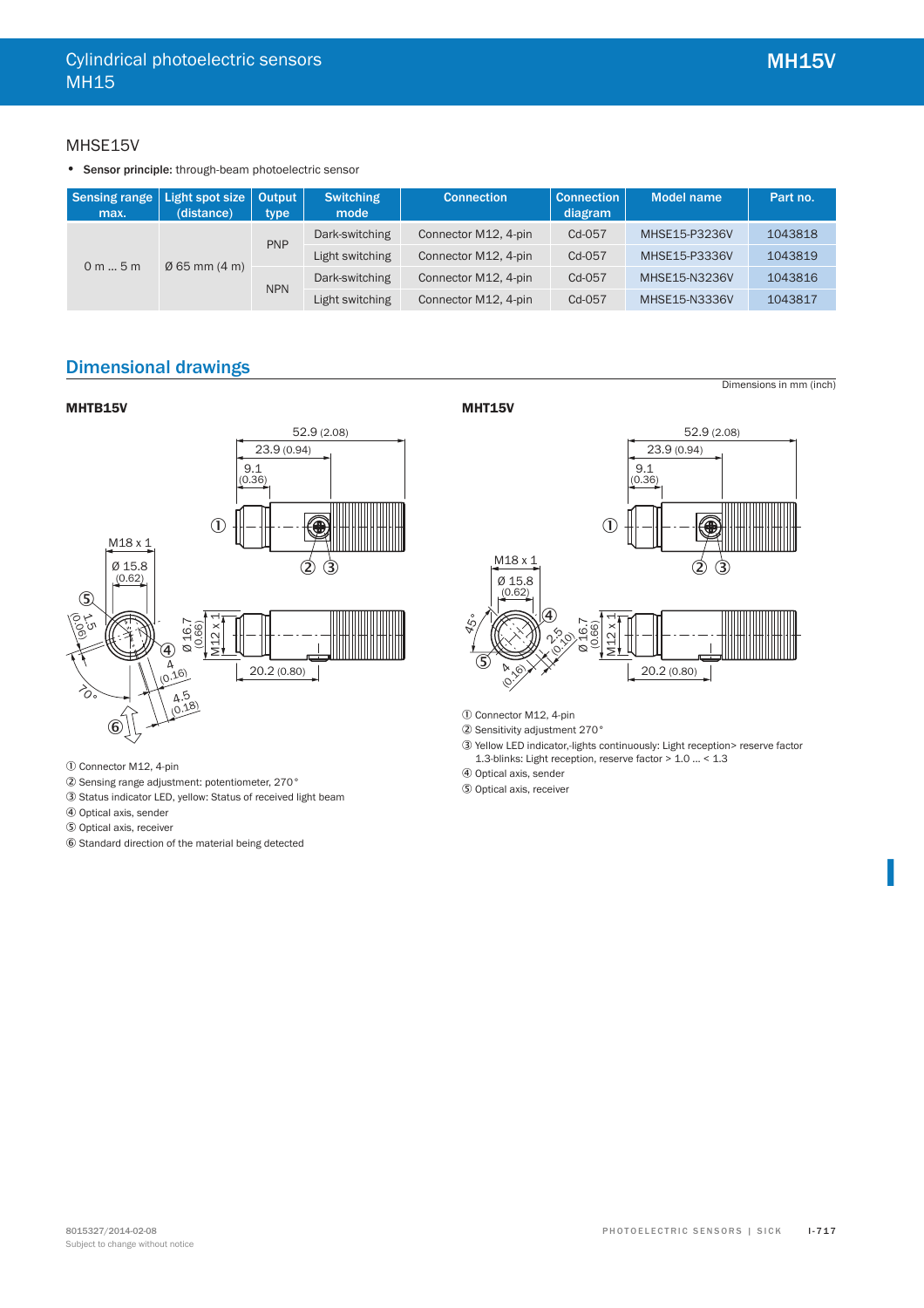## MHSE15V

- **Sensor principle:** through-beam photoelectric sensor

| Sensing range max. | Light spot size (distance) | Output type | Switching mode | Connection | Connection diagram | Model name | Part no. |
|---|---|---|---|---|---|---|---|
| 0 m ... 5 m | Ø 65 mm (4 m) | PNP | Dark-switching | Connector M12, 4-pin | Cd-057 | MHSE15-P3236V | 1043818 |
| | | | Light switching | Connector M12, 4-pin | Cd-057 | MHSE15-P3336V | 1043819 |
| | | NPN | Dark-switching | Connector M12, 4-pin | Cd-057 | MHSE15-N3236V | 1043816 |
| | | | Light switching | Connector M12, 4-pin | Cd-057 | MHSE15-N3336V | 1043817 |

## Dimensional drawings

Dimensions in mm (inch)

### MHTB15V

① Connector M12, 4-pin
② Sensing range adjustment: potentiometer, 270°
③ Status indicator LED, yellow: Status of received light beam
④ Optical axis, sender
⑤ Optical axis, receiver
⑥ Standard direction of the material being detected

### MHT15V

① Connector M12, 4-pin
② Sensitivity adjustment 270°
③ Yellow LED indicator,-lights continuously: Light reception> reserve factor 1.3-blinks: Light reception, reserve factor > 1.0 ... < 1.3
④ Optical axis, sender
⑤ Optical axis, receiver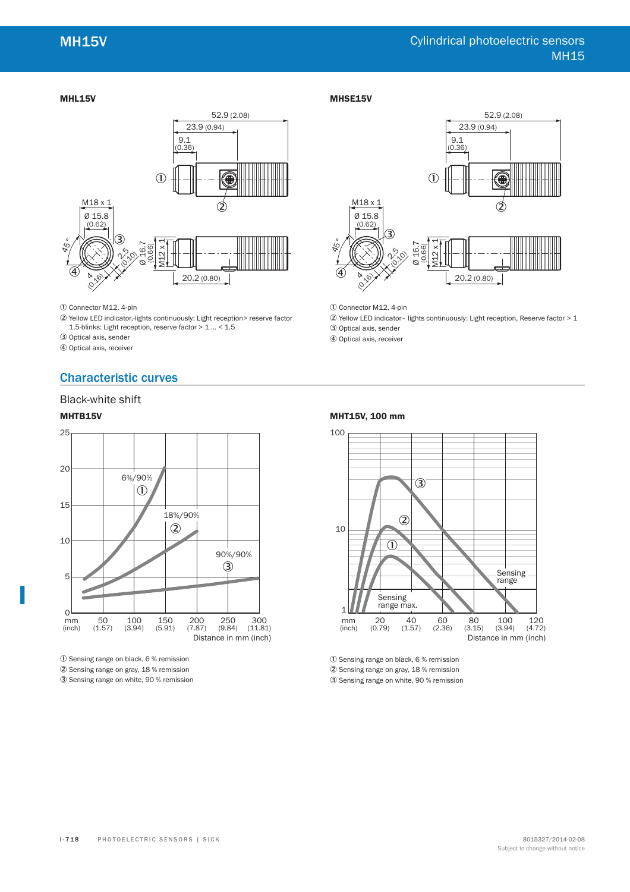## MHL15V

① Connector M12, 4-pin

② Yellow LED indicator,-lights continuously: Light reception> reserve factor 1.5-blinks: Light reception, reserve factor > 1 ... < 1.5

③ Optical axis, sender

④ Optical axis, receiver

## MHSE15V

① Connector M12, 4-pin

② Yellow LED indicator– lights continuously: Light reception, Reserve factor > 1

③ Optical axis, sender

④ Optical axis, receiver

## Characteristic curves

### Black-white shift

#### MHTB15V

① Sensing range on black, 6 % remission

② Sensing range on gray, 18 % remission

③ Sensing range on white, 90 % remission

#### MHT15V, 100 mm

① Sensing range on black, 6 % remission

② Sensing range on gray, 18 % remission

③ Sensing range on white, 90 % remission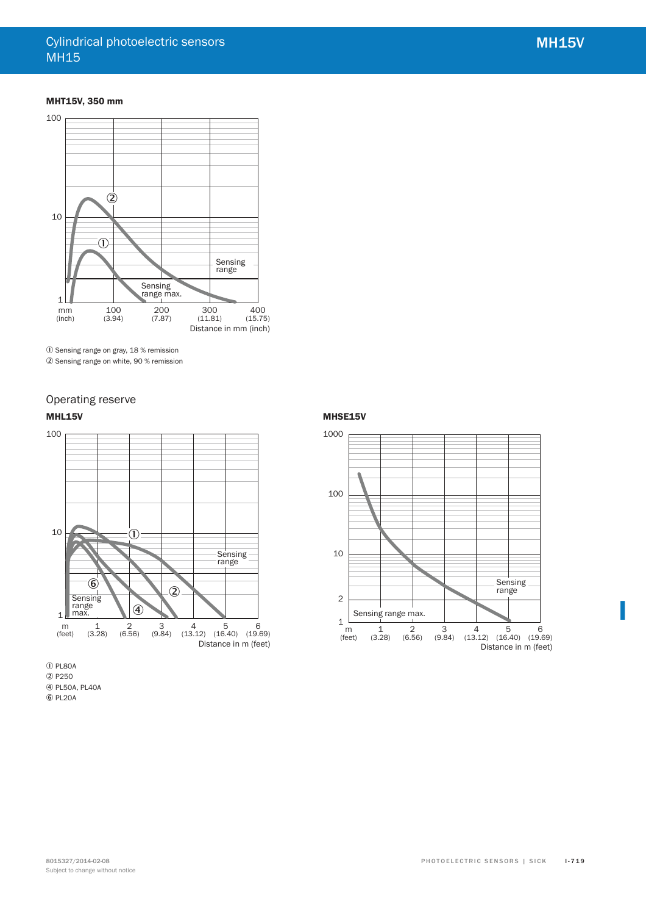### MHT15V, 350 mm

① Sensing range on gray, 18 % remission
② Sensing range on white, 90 % remission

## Operating reserve

### MHL15V

① PL80A
② P250
④ PL50A, PL40A
⑥ PL20A

### MHSE15V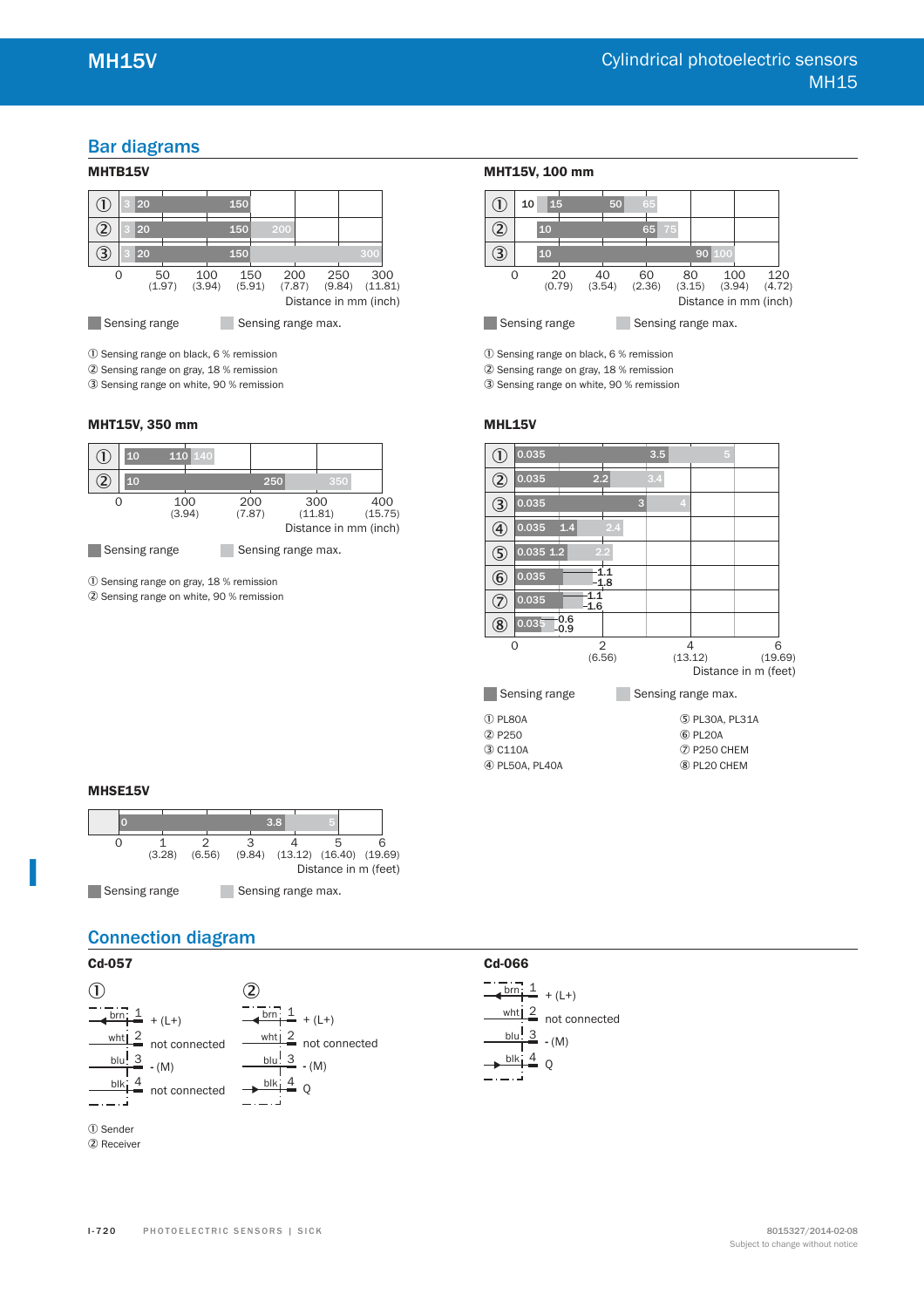## Bar diagrams

### MHTB15V

| | Sensing range | Sensing range max. |
|---|---|---|
| ① | 3 … 20 … 150 | |
| ② | 3 … 20 … 150 | 200 |
| ③ | 3 … 20 … 150 | 300 |

Distance in mm (inch): 0, 50 (1.97), 100 (3.94), 150 (5.91), 200 (7.87), 250 (9.84), 300 (11.81)

Sensing range | Sensing range max.

① Sensing range on black, 6 % remission
② Sensing range on gray, 18 % remission
③ Sensing range on white, 90 % remission

### MHT15V, 100 mm

| | Sensing range | Sensing range max. |
|---|---|---|
| ① | 10 … 15 … 50 | 65 |
| ② | 10 … 65 | 75 |
| ③ | 10 … 90 | 100 |

Distance in mm (inch): 0, 20 (0.79), 40 (3.54), 60 (2.36), 80 (3.15), 100 (3.94), 120 (4.72)

Sensing range | Sensing range max.

① Sensing range on black, 6 % remission
② Sensing range on gray, 18 % remission
③ Sensing range on white, 90 % remission

### MHT15V, 350 mm

| | Sensing range | Sensing range max. |
|---|---|---|
| ① | 10 … 110 | 140 |
| ② | 10 … 250 | 350 |

Distance in mm (inch): 0, 100 (3.94), 200 (7.87), 300 (11.81), 400 (15.75)

Sensing range | Sensing range max.

① Sensing range on gray, 18 % remission
② Sensing range on white, 90 % remission

### MHL15V

| | Sensing range | Sensing range max. |
|---|---|---|
| ① | 0.035 … 3.5 | 5 |
| ② | 0.035 … 2.2 | 3.4 |
| ③ | 0.035 … 3 | 4 |
| ④ | 0.035 … 1.4 | 2.4 |
| ⑤ | 0.035 … 1.2 | 2.2 |
| ⑥ | 0.035 … 1.1 | 1.8 |
| ⑦ | 0.035 … 1.1 | 1.6 |
| ⑧ | 0.035 … 0.6 | 0.9 |

Distance in m (feet): 0, 2 (6.56), 4 (13.12), 6 (19.69)

Sensing range | Sensing range max.

① PL80A
② P250
③ C110A
④ PL50A, PL40A
⑤ PL30A, PL31A
⑥ PL20A
⑦ P250 CHEM
⑧ PL20 CHEM

### MHSE15V

| Sensing range | Sensing range max. |
|---|---|
| 0 … 3.8 | 5 |

Distance in m (feet): 0, 1 (3.28), 2 (6.56), 3 (9.84), 4 (13.12), 5 (16.40), 6 (19.69)

Sensing range | Sensing range max.

## Connection diagram

### Cd-057

①
- brn 1: + (L+)
- wht 2: not connected
- blu 3: - (M)
- blk 4: not connected

②
- brn 1: + (L+)
- wht 2: not connected
- blu 3: - (M)
- blk 4: Q

① Sender
② Receiver

### Cd-066

- brn 1: + (L+)
- wht 2: not connected
- blu 3: - (M)
- blk 4: Q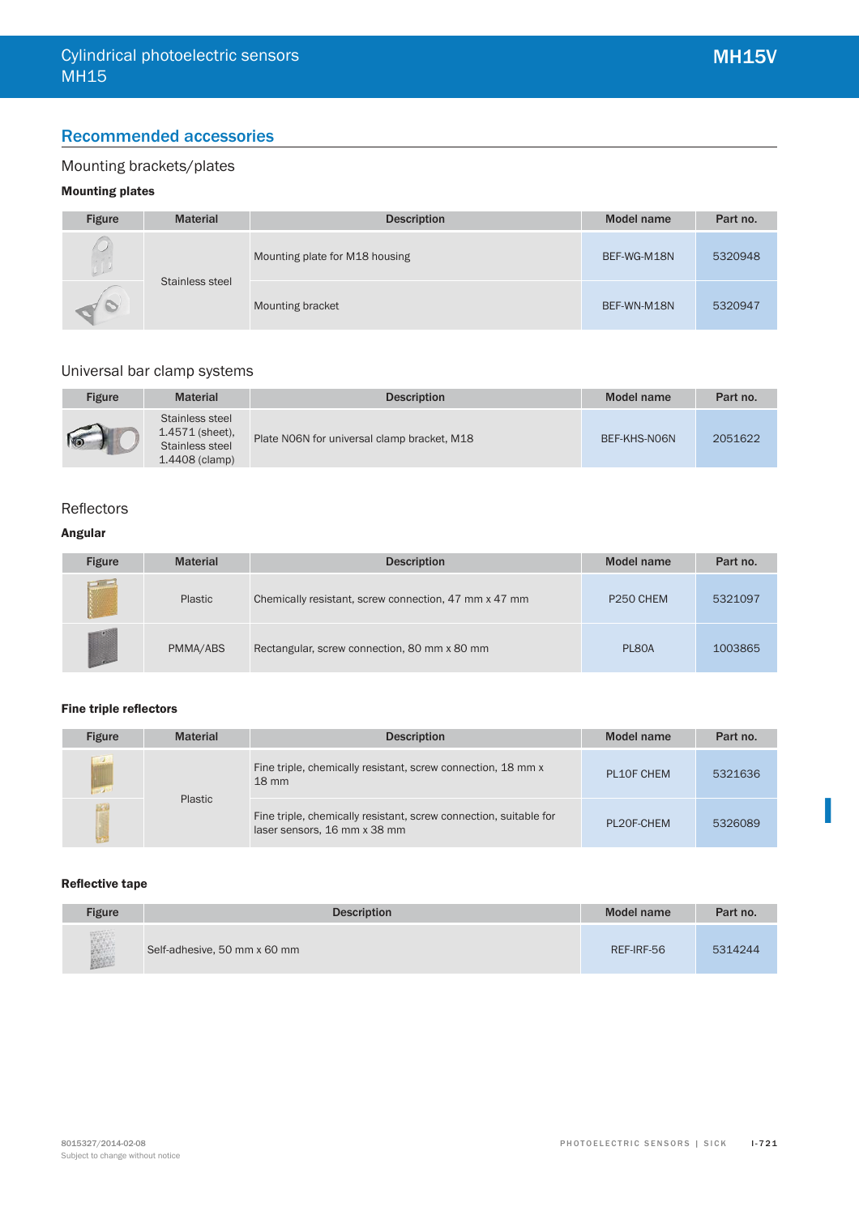## Recommended accessories

### Mounting brackets/plates

**Mounting plates**

| Figure | Material | Description | Model name | Part no. |
|---|---|---|---|---|
| | Stainless steel | Mounting plate for M18 housing | BEF-WG-M18N | 5320948 |
| | | Mounting bracket | BEF-WN-M18N | 5320947 |

### Universal bar clamp systems

| Figure | Material | Description | Model name | Part no. |
|---|---|---|---|---|
| | Stainless steel 1.4571 (sheet), Stainless steel 1.4408 (clamp) | Plate N06N for universal clamp bracket, M18 | BEF-KHS-N06N | 2051622 |

### Reflectors

**Angular**

| Figure | Material | Description | Model name | Part no. |
|---|---|---|---|---|
| | Plastic | Chemically resistant, screw connection, 47 mm x 47 mm | P250 CHEM | 5321097 |
| | PMMA/ABS | Rectangular, screw connection, 80 mm x 80 mm | PL80A | 1003865 |

**Fine triple reflectors**

| Figure | Material | Description | Model name | Part no. |
|---|---|---|---|---|
| | Plastic | Fine triple, chemically resistant, screw connection, 18 mm x 18 mm | PL10F CHEM | 5321636 |
| | | Fine triple, chemically resistant, screw connection, suitable for laser sensors, 16 mm x 38 mm | PL20F-CHEM | 5326089 |

**Reflective tape**

| Figure | Description | Model name | Part no. |
|---|---|---|---|
| | Self-adhesive, 50 mm x 60 mm | REF-IRF-56 | 5314244 |

8015327/2014-02-08
Subject to change without notice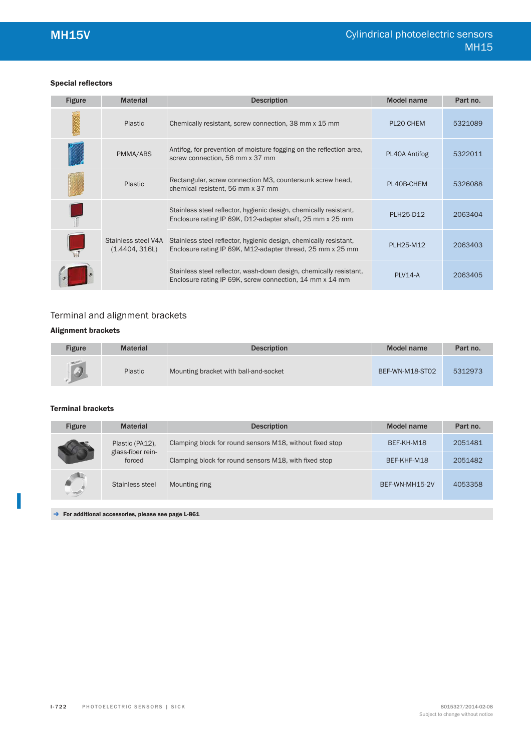### Special reflectors

| Figure | Material | Description | Model name | Part no. |
| --- | --- | --- | --- | --- |
| | Plastic | Chemically resistant, screw connection, 38 mm x 15 mm | PL20 CHEM | 5321089 |
| | PMMA/ABS | Antifog, for prevention of moisture fogging on the reflection area, screw connection, 56 mm x 37 mm | PL40A Antifog | 5322011 |
| | Plastic | Rectangular, screw connection M3, countersunk screw head, chemical resistent, 56 mm x 37 mm | PL40B-CHEM | 5326088 |
| | Stainless steel V4A (1.4404, 316L) | Stainless steel reflector, hygienic design, chemically resistant, Enclosure rating IP 69K, D12-adapter shaft, 25 mm x 25 mm | PLH25-D12 | 2063404 |
| | | Stainless steel reflector, hygienic design, chemically resistant, Enclosure rating IP 69K, M12-adapter thread, 25 mm x 25 mm | PLH25-M12 | 2063403 |
| | | Stainless steel reflector, wash-down design, chemically resistant, Enclosure rating IP 69K, screw connection, 14 mm x 14 mm | PLV14-A | 2063405 |

## Terminal and alignment brackets

### Alignment brackets

| Figure | Material | Description | Model name | Part no. |
| --- | --- | --- | --- | --- |
| | Plastic | Mounting bracket with ball-and-socket | BEF-WN-M18-ST02 | 5312973 |

### Terminal brackets

| Figure | Material | Description | Model name | Part no. |
| --- | --- | --- | --- | --- |
| | Plastic (PA12), glass-fiber reinforced | Clamping block for round sensors M18, without fixed stop | BEF-KH-M18 | 2051481 |
| | | Clamping block for round sensors M18, with fixed stop | BEF-KHF-M18 | 2051482 |
| | Stainless steel | Mounting ring | BEF-WN-MH15-2V | 4053358 |

➜ **For additional accessories, please see page L-861**